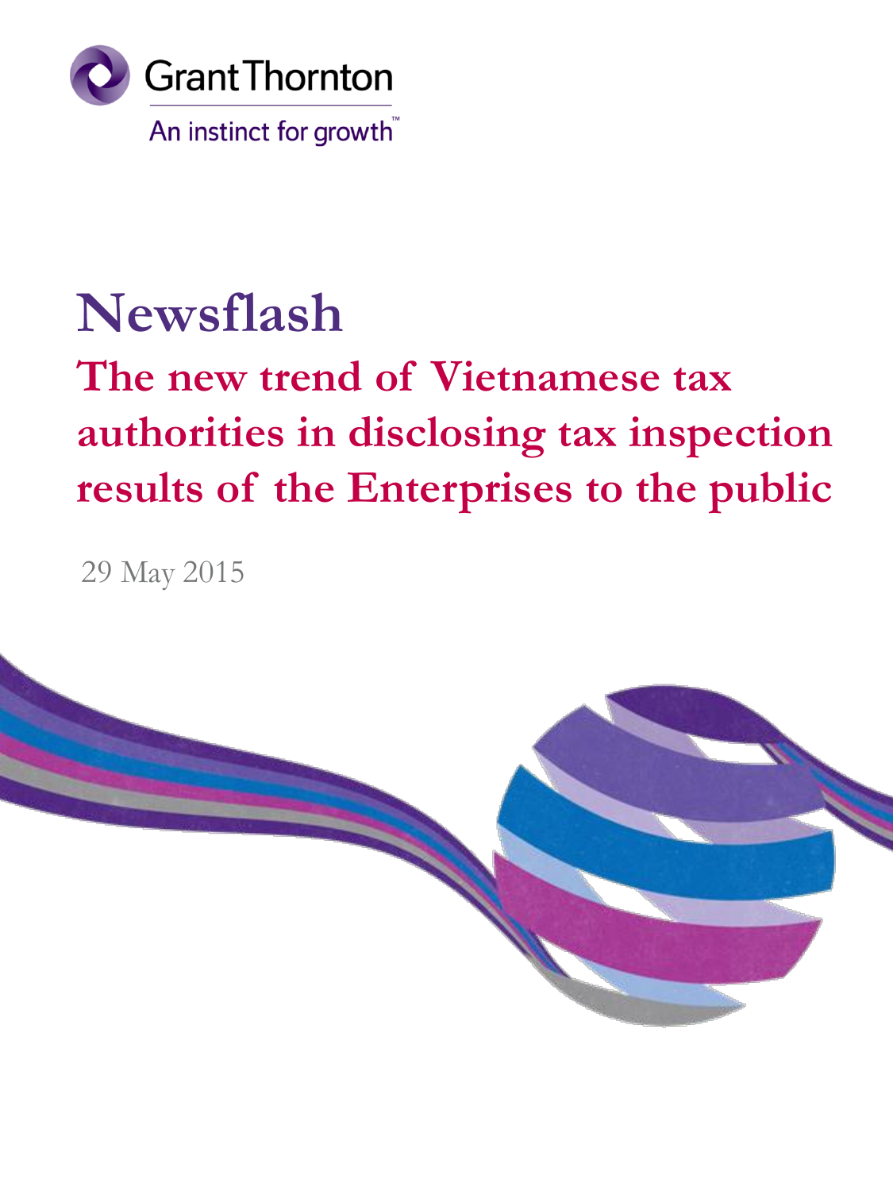Grant Thornton

An instinct for growth™

# Newsflash

## The new trend of Vietnamese tax authorities in disclosing tax inspection results of the Enterprises to the public

29 May 2015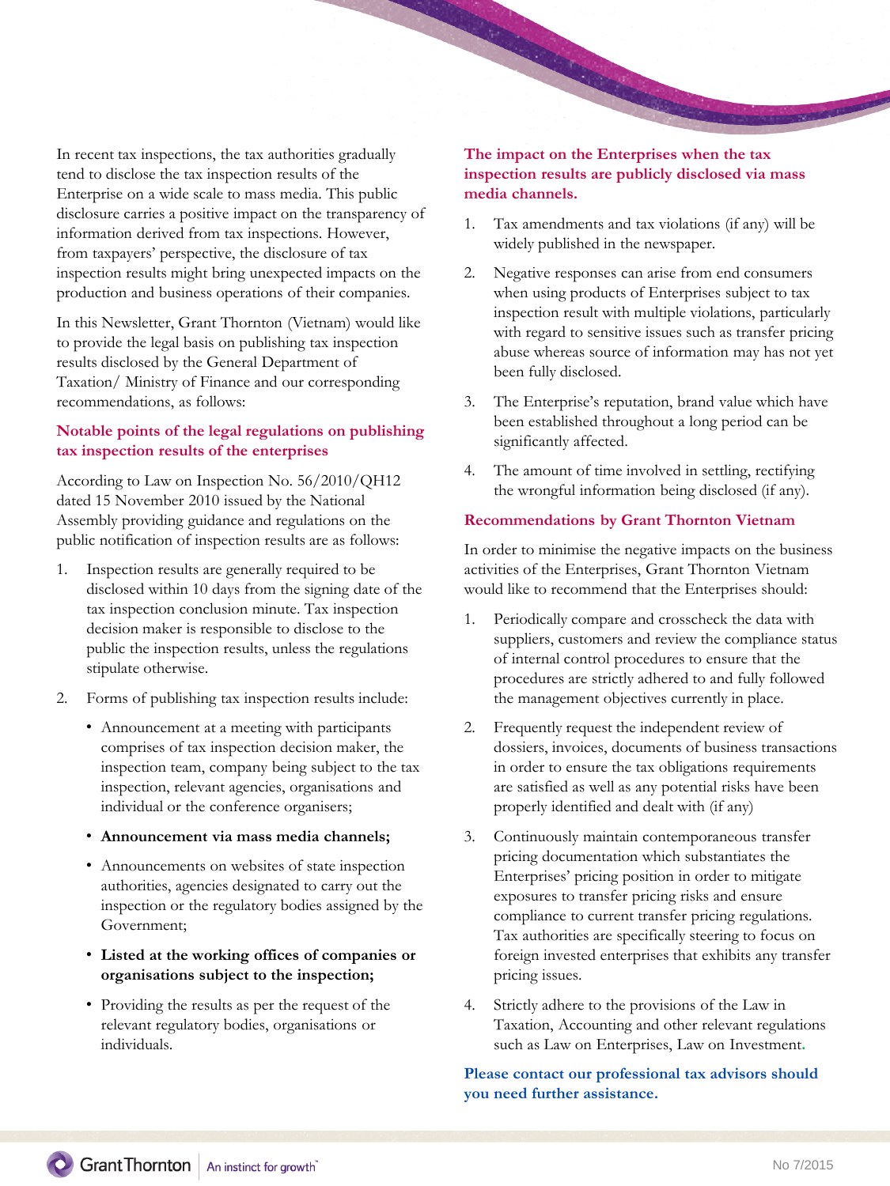In recent tax inspections, the tax authorities gradually tend to disclose the tax inspection results of the Enterprise on a wide scale to mass media. This public disclosure carries a positive impact on the transparency of information derived from tax inspections. However, from taxpayers' perspective, the disclosure of tax inspection results might bring unexpected impacts on the production and business operations of their companies.

In this Newsletter, Grant Thornton (Vietnam) would like to provide the legal basis on publishing tax inspection results disclosed by the General Department of Taxation/ Ministry of Finance and our corresponding recommendations, as follows:

## Notable points of the legal regulations on publishing tax inspection results of the enterprises

According to Law on Inspection No. 56/2010/QH12 dated 15 November 2010 issued by the National Assembly providing guidance and regulations on the public notification of inspection results are as follows:

1. Inspection results are generally required to be disclosed within 10 days from the signing date of the tax inspection conclusion minute. Tax inspection decision maker is responsible to disclose to the public the inspection results, unless the regulations stipulate otherwise.
2. Forms of publishing tax inspection results include:
   - Announcement at a meeting with participants comprises of tax inspection decision maker, the inspection team, company being subject to the tax inspection, relevant agencies, organisations and individual or the conference organisers;
   - **Announcement via mass media channels;**
   - Announcements on websites of state inspection authorities, agencies designated to carry out the inspection or the regulatory bodies assigned by the Government;
   - **Listed at the working offices of companies or organisations subject to the inspection;**
   - Providing the results as per the request of the relevant regulatory bodies, organisations or individuals.

## The impact on the Enterprises when the tax inspection results are publicly disclosed via mass media channels.

1. Tax amendments and tax violations (if any) will be widely published in the newspaper.
2. Negative responses can arise from end consumers when using products of Enterprises subject to tax inspection result with multiple violations, particularly with regard to sensitive issues such as transfer pricing abuse whereas source of information may has not yet been fully disclosed.
3. The Enterprise's reputation, brand value which have been established throughout a long period can be significantly affected.
4. The amount of time involved in settling, rectifying the wrongful information being disclosed (if any).

## Recommendations by Grant Thornton Vietnam

In order to minimise the negative impacts on the business activities of the Enterprises, Grant Thornton Vietnam would like to recommend that the Enterprises should:

1. Periodically compare and crosscheck the data with suppliers, customers and review the compliance status of internal control procedures to ensure that the procedures are strictly adhered to and fully followed the management objectives currently in place.
2. Frequently request the independent review of dossiers, invoices, documents of business transactions in order to ensure the tax obligations requirements are satisfied as well as any potential risks have been properly identified and dealt with (if any)
3. Continuously maintain contemporaneous transfer pricing documentation which substantiates the Enterprises' pricing position in order to mitigate exposures to transfer pricing risks and ensure compliance to current transfer pricing regulations. Tax authorities are specifically steering to focus on foreign invested enterprises that exhibits any transfer pricing issues.
4. Strictly adhere to the provisions of the Law in Taxation, Accounting and other relevant regulations such as Law on Enterprises, Law on Investment.

**Please contact our professional tax advisors should you need further assistance.**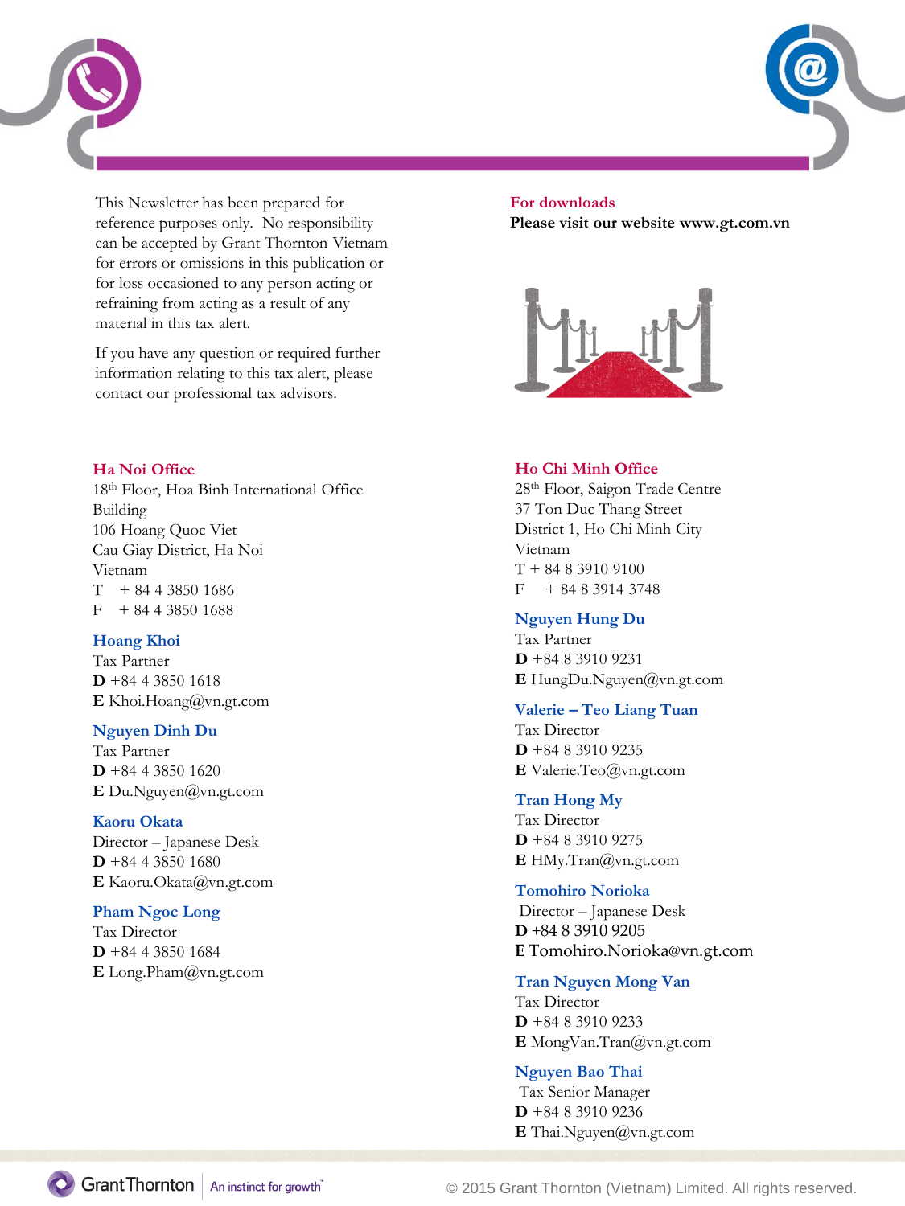This Newsletter has been prepared for reference purposes only. No responsibility can be accepted by Grant Thornton Vietnam for errors or omissions in this publication or for loss occasioned to any person acting or refraining from acting as a result of any material in this tax alert.

If you have any question or required further information relating to this tax alert, please contact our professional tax advisors.

**For downloads**

**Please visit our website www.gt.com.vn**

**Ha Noi Office**

18th Floor, Hoa Binh International Office Building
106 Hoang Quoc Viet
Cau Giay District, Ha Noi
Vietnam
T + 84 4 3850 1686
F + 84 4 3850 1688

**Hoang Khoi**
Tax Partner
**D** +84 4 3850 1618
**E** Khoi.Hoang@vn.gt.com

**Nguyen Dinh Du**
Tax Partner
**D** +84 4 3850 1620
**E** Du.Nguyen@vn.gt.com

**Kaoru Okata**
Director – Japanese Desk
**D** +84 4 3850 1680
**E** Kaoru.Okata@vn.gt.com

**Pham Ngoc Long**
Tax Director
**D** +84 4 3850 1684
**E** Long.Pham@vn.gt.com

**Ho Chi Minh Office**

28th Floor, Saigon Trade Centre
37 Ton Duc Thang Street
District 1, Ho Chi Minh City
Vietnam
T + 84 8 3910 9100
F + 84 8 3914 3748

**Nguyen Hung Du**
Tax Partner
**D** +84 8 3910 9231
**E** HungDu.Nguyen@vn.gt.com

**Valerie – Teo Liang Tuan**
Tax Director
**D** +84 8 3910 9235
**E** Valerie.Teo@vn.gt.com

**Tran Hong My**
Tax Director
**D** +84 8 3910 9275
**E** HMy.Tran@vn.gt.com

**Tomohiro Norioka**
Director – Japanese Desk
**D** +84 8 3910 9205
**E** Tomohiro.Norioka@vn.gt.com

**Tran Nguyen Mong Van**
Tax Director
**D** +84 8 3910 9233
**E** MongVan.Tran@vn.gt.com

**Nguyen Bao Thai**
Tax Senior Manager
**D** +84 8 3910 9236
**E** Thai.Nguyen@vn.gt.com

GrantThornton | An instinct for growth

© 2015 Grant Thornton (Vietnam) Limited. All rights reserved.